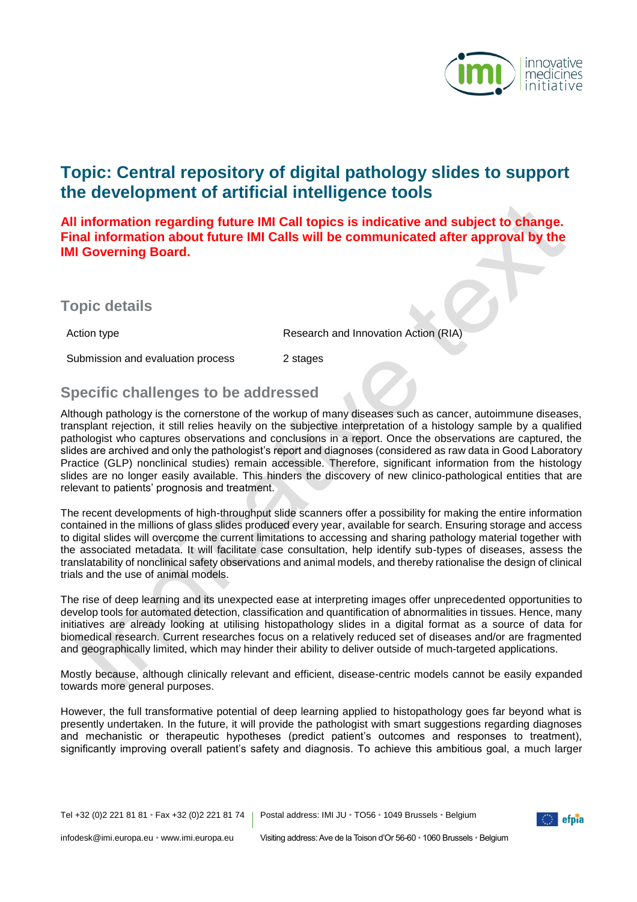# Topic: Central repository of digital pathology slides to support the development of artificial intelligence tools

**All information regarding future IMI Call topics is indicative and subject to change. Final information about future IMI Calls will be communicated after approval by the IMI Governing Board.**

## Topic details

| Action type | Research and Innovation Action (RIA) |
|---|---|
| Submission and evaluation process | 2 stages |

## Specific challenges to be addressed

Although pathology is the cornerstone of the workup of many diseases such as cancer, autoimmune diseases, transplant rejection, it still relies heavily on the subjective interpretation of a histology sample by a qualified pathologist who captures observations and conclusions in a report. Once the observations are captured, the slides are archived and only the pathologist's report and diagnoses (considered as raw data in Good Laboratory Practice (GLP) nonclinical studies) remain accessible. Therefore, significant information from the histology slides are no longer easily available. This hinders the discovery of new clinico-pathological entities that are relevant to patients' prognosis and treatment.

The recent developments of high-throughput slide scanners offer a possibility for making the entire information contained in the millions of glass slides produced every year, available for search. Ensuring storage and access to digital slides will overcome the current limitations to accessing and sharing pathology material together with the associated metadata. It will facilitate case consultation, help identify sub-types of diseases, assess the translatability of nonclinical safety observations and animal models, and thereby rationalise the design of clinical trials and the use of animal models.

The rise of deep learning and its unexpected ease at interpreting images offer unprecedented opportunities to develop tools for automated detection, classification and quantification of abnormalities in tissues. Hence, many initiatives are already looking at utilising histopathology slides in a digital format as a source of data for biomedical research. Current researches focus on a relatively reduced set of diseases and/or are fragmented and geographically limited, which may hinder their ability to deliver outside of much-targeted applications.

Mostly because, although clinically relevant and efficient, disease-centric models cannot be easily expanded towards more general purposes.

However, the full transformative potential of deep learning applied to histopathology goes far beyond what is presently undertaken. In the future, it will provide the pathologist with smart suggestions regarding diagnoses and mechanistic or therapeutic hypotheses (predict patient's outcomes and responses to treatment), significantly improving overall patient's safety and diagnosis. To achieve this ambitious goal, a much larger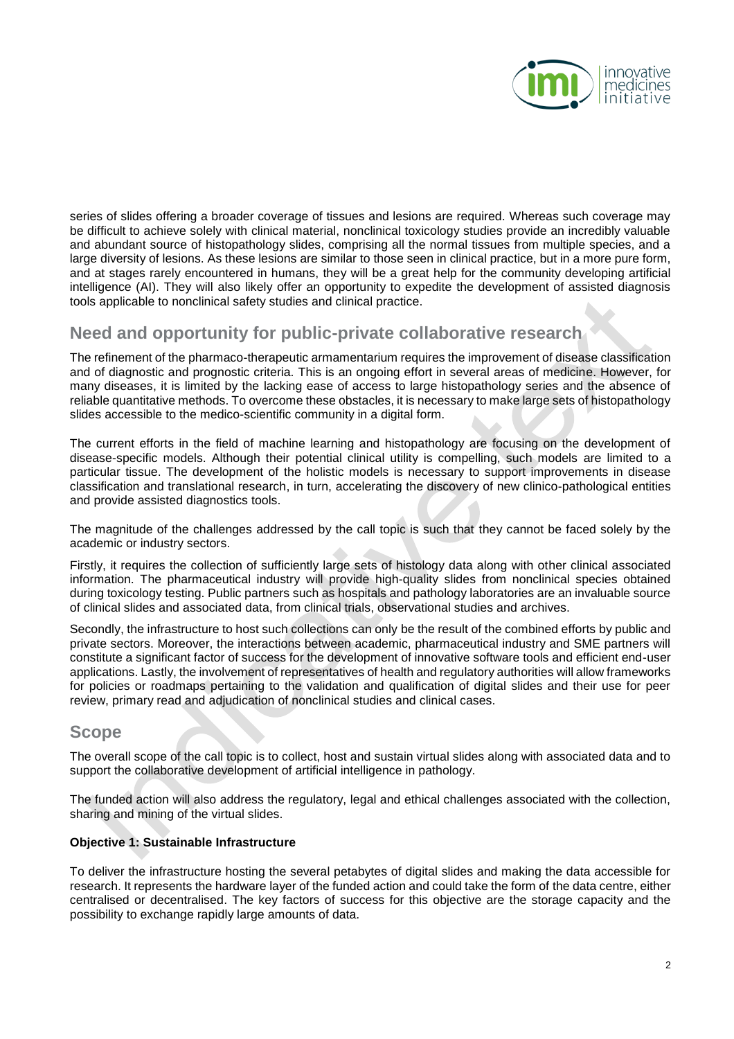series of slides offering a broader coverage of tissues and lesions are required. Whereas such coverage may be difficult to achieve solely with clinical material, nonclinical toxicology studies provide an incredibly valuable and abundant source of histopathology slides, comprising all the normal tissues from multiple species, and a large diversity of lesions. As these lesions are similar to those seen in clinical practice, but in a more pure form, and at stages rarely encountered in humans, they will be a great help for the community developing artificial intelligence (AI). They will also likely offer an opportunity to expedite the development of assisted diagnosis tools applicable to nonclinical safety studies and clinical practice.

## Need and opportunity for public-private collaborative research

The refinement of the pharmaco-therapeutic armamentarium requires the improvement of disease classification and of diagnostic and prognostic criteria. This is an ongoing effort in several areas of medicine. However, for many diseases, it is limited by the lacking ease of access to large histopathology series and the absence of reliable quantitative methods. To overcome these obstacles, it is necessary to make large sets of histopathology slides accessible to the medico-scientific community in a digital form.

The current efforts in the field of machine learning and histopathology are focusing on the development of disease-specific models. Although their potential clinical utility is compelling, such models are limited to a particular tissue. The development of the holistic models is necessary to support improvements in disease classification and translational research, in turn, accelerating the discovery of new clinico-pathological entities and provide assisted diagnostics tools.

The magnitude of the challenges addressed by the call topic is such that they cannot be faced solely by the academic or industry sectors.

Firstly, it requires the collection of sufficiently large sets of histology data along with other clinical associated information. The pharmaceutical industry will provide high-quality slides from nonclinical species obtained during toxicology testing. Public partners such as hospitals and pathology laboratories are an invaluable source of clinical slides and associated data, from clinical trials, observational studies and archives.

Secondly, the infrastructure to host such collections can only be the result of the combined efforts by public and private sectors. Moreover, the interactions between academic, pharmaceutical industry and SME partners will constitute a significant factor of success for the development of innovative software tools and efficient end-user applications. Lastly, the involvement of representatives of health and regulatory authorities will allow frameworks for policies or roadmaps pertaining to the validation and qualification of digital slides and their use for peer review, primary read and adjudication of nonclinical studies and clinical cases.

## Scope

The overall scope of the call topic is to collect, host and sustain virtual slides along with associated data and to support the collaborative development of artificial intelligence in pathology.

The funded action will also address the regulatory, legal and ethical challenges associated with the collection, sharing and mining of the virtual slides.

**Objective 1: Sustainable Infrastructure**

To deliver the infrastructure hosting the several petabytes of digital slides and making the data accessible for research. It represents the hardware layer of the funded action and could take the form of the data centre, either centralised or decentralised. The key factors of success for this objective are the storage capacity and the possibility to exchange rapidly large amounts of data.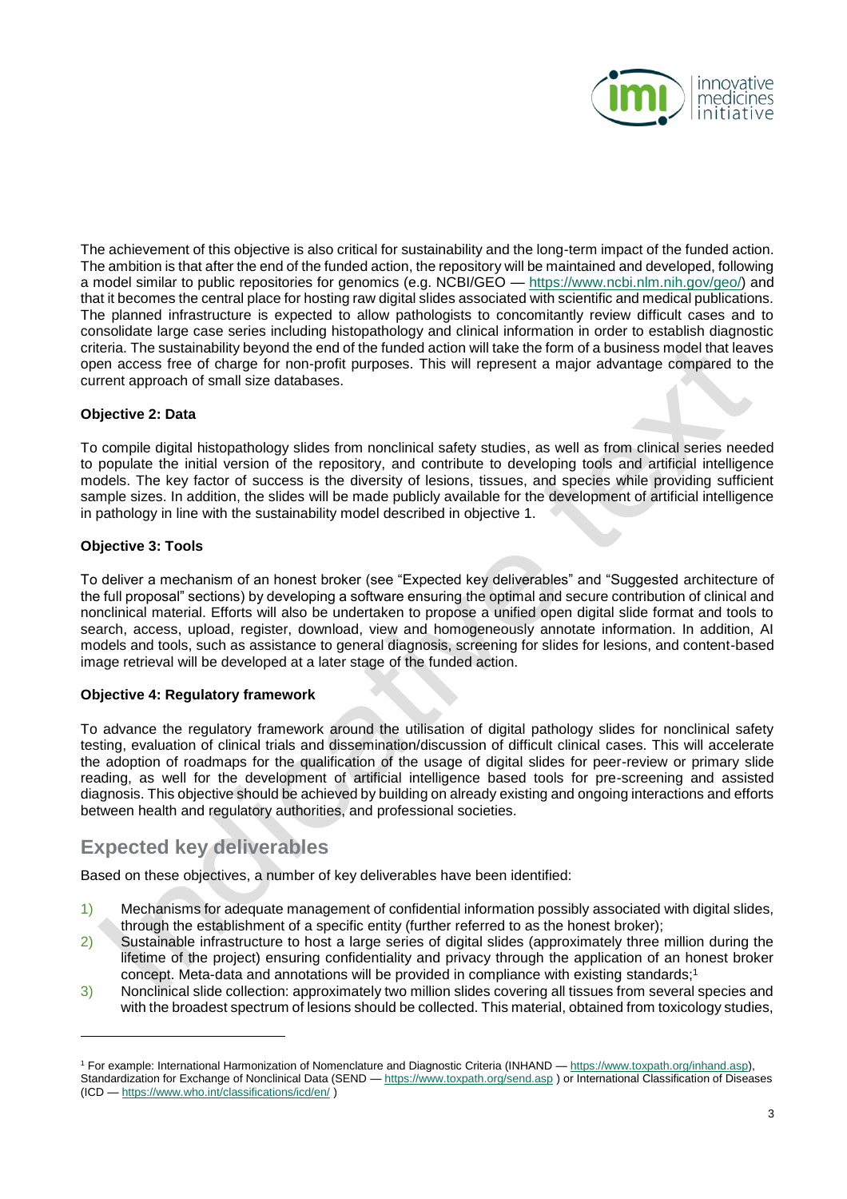The achievement of this objective is also critical for sustainability and the long-term impact of the funded action. The ambition is that after the end of the funded action, the repository will be maintained and developed, following a model similar to public repositories for genomics (e.g. NCBI/GEO — https://www.ncbi.nlm.nih.gov/geo/) and that it becomes the central place for hosting raw digital slides associated with scientific and medical publications. The planned infrastructure is expected to allow pathologists to concomitantly review difficult cases and to consolidate large case series including histopathology and clinical information in order to establish diagnostic criteria. The sustainability beyond the end of the funded action will take the form of a business model that leaves open access free of charge for non-profit purposes. This will represent a major advantage compared to the current approach of small size databases.

**Objective 2: Data**

To compile digital histopathology slides from nonclinical safety studies, as well as from clinical series needed to populate the initial version of the repository, and contribute to developing tools and artificial intelligence models. The key factor of success is the diversity of lesions, tissues, and species while providing sufficient sample sizes. In addition, the slides will be made publicly available for the development of artificial intelligence in pathology in line with the sustainability model described in objective 1.

**Objective 3: Tools**

To deliver a mechanism of an honest broker (see "Expected key deliverables" and "Suggested architecture of the full proposal" sections) by developing a software ensuring the optimal and secure contribution of clinical and nonclinical material. Efforts will also be undertaken to propose a unified open digital slide format and tools to search, access, upload, register, download, view and homogeneously annotate information. In addition, AI models and tools, such as assistance to general diagnosis, screening for slides for lesions, and content-based image retrieval will be developed at a later stage of the funded action.

**Objective 4: Regulatory framework**

To advance the regulatory framework around the utilisation of digital pathology slides for nonclinical safety testing, evaluation of clinical trials and dissemination/discussion of difficult clinical cases. This will accelerate the adoption of roadmaps for the qualification of the usage of digital slides for peer-review or primary slide reading, as well for the development of artificial intelligence based tools for pre-screening and assisted diagnosis. This objective should be achieved by building on already existing and ongoing interactions and efforts between health and regulatory authorities, and professional societies.

## Expected key deliverables

Based on these objectives, a number of key deliverables have been identified:

1) Mechanisms for adequate management of confidential information possibly associated with digital slides, through the establishment of a specific entity (further referred to as the honest broker);
2) Sustainable infrastructure to host a large series of digital slides (approximately three million during the lifetime of the project) ensuring confidentiality and privacy through the application of an honest broker concept. Meta-data and annotations will be provided in compliance with existing standards;[1]
3) Nonclinical slide collection: approximately two million slides covering all tissues from several species and with the broadest spectrum of lesions should be collected. This material, obtained from toxicology studies,

[1] For example: International Harmonization of Nomenclature and Diagnostic Criteria (INHAND — https://www.toxpath.org/inhand.asp), Standardization for Exchange of Nonclinical Data (SEND — https://www.toxpath.org/send.asp ) or International Classification of Diseases (ICD — https://www.who.int/classifications/icd/en/ )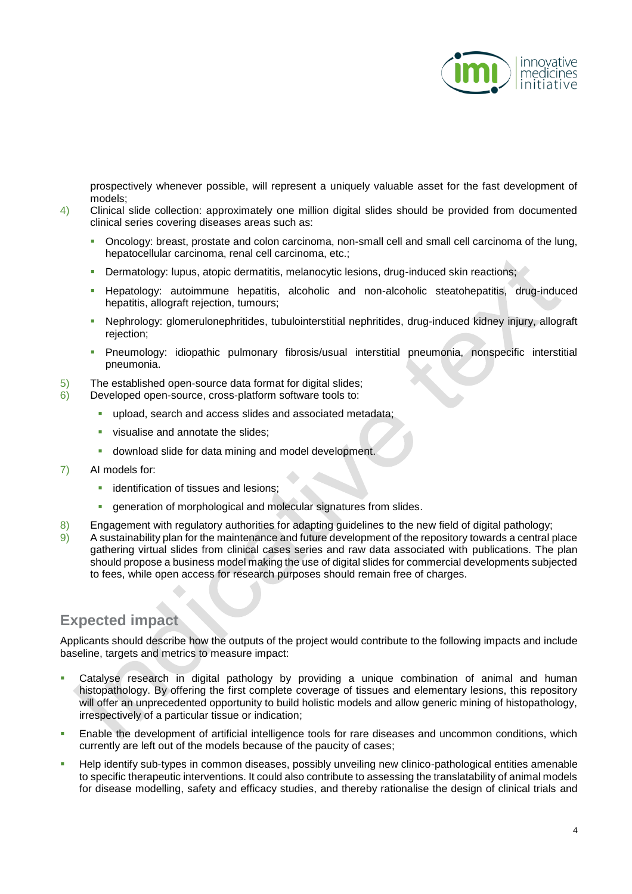prospectively whenever possible, will represent a uniquely valuable asset for the fast development of models;

4) Clinical slide collection: approximately one million digital slides should be provided from documented clinical series covering diseases areas such as:

   - Oncology: breast, prostate and colon carcinoma, non-small cell and small cell carcinoma of the lung, hepatocellular carcinoma, renal cell carcinoma, etc.;
   - Dermatology: lupus, atopic dermatitis, melanocytic lesions, drug-induced skin reactions;
   - Hepatology: autoimmune hepatitis, alcoholic and non-alcoholic steatohepatitis, drug-induced hepatitis, allograft rejection, tumours;
   - Nephrology: glomerulonephritides, tubulointerstitial nephritides, drug-induced kidney injury, allograft rejection;
   - Pneumology: idiopathic pulmonary fibrosis/usual interstitial pneumonia, nonspecific interstitial pneumonia.

5) The established open-source data format for digital slides;
6) Developed open-source, cross-platform software tools to:

   - upload, search and access slides and associated metadata;
   - visualise and annotate the slides;
   - download slide for data mining and model development.

7) AI models for:

   - identification of tissues and lesions;
   - generation of morphological and molecular signatures from slides.

8) Engagement with regulatory authorities for adapting guidelines to the new field of digital pathology;
9) A sustainability plan for the maintenance and future development of the repository towards a central place gathering virtual slides from clinical cases series and raw data associated with publications. The plan should propose a business model making the use of digital slides for commercial developments subjected to fees, while open access for research purposes should remain free of charges.

## Expected impact

Applicants should describe how the outputs of the project would contribute to the following impacts and include baseline, targets and metrics to measure impact:

- Catalyse research in digital pathology by providing a unique combination of animal and human histopathology. By offering the first complete coverage of tissues and elementary lesions, this repository will offer an unprecedented opportunity to build holistic models and allow generic mining of histopathology, irrespectively of a particular tissue or indication;
- Enable the development of artificial intelligence tools for rare diseases and uncommon conditions, which currently are left out of the models because of the paucity of cases;
- Help identify sub-types in common diseases, possibly unveiling new clinico-pathological entities amenable to specific therapeutic interventions. It could also contribute to assessing the translatability of animal models for disease modelling, safety and efficacy studies, and thereby rationalise the design of clinical trials and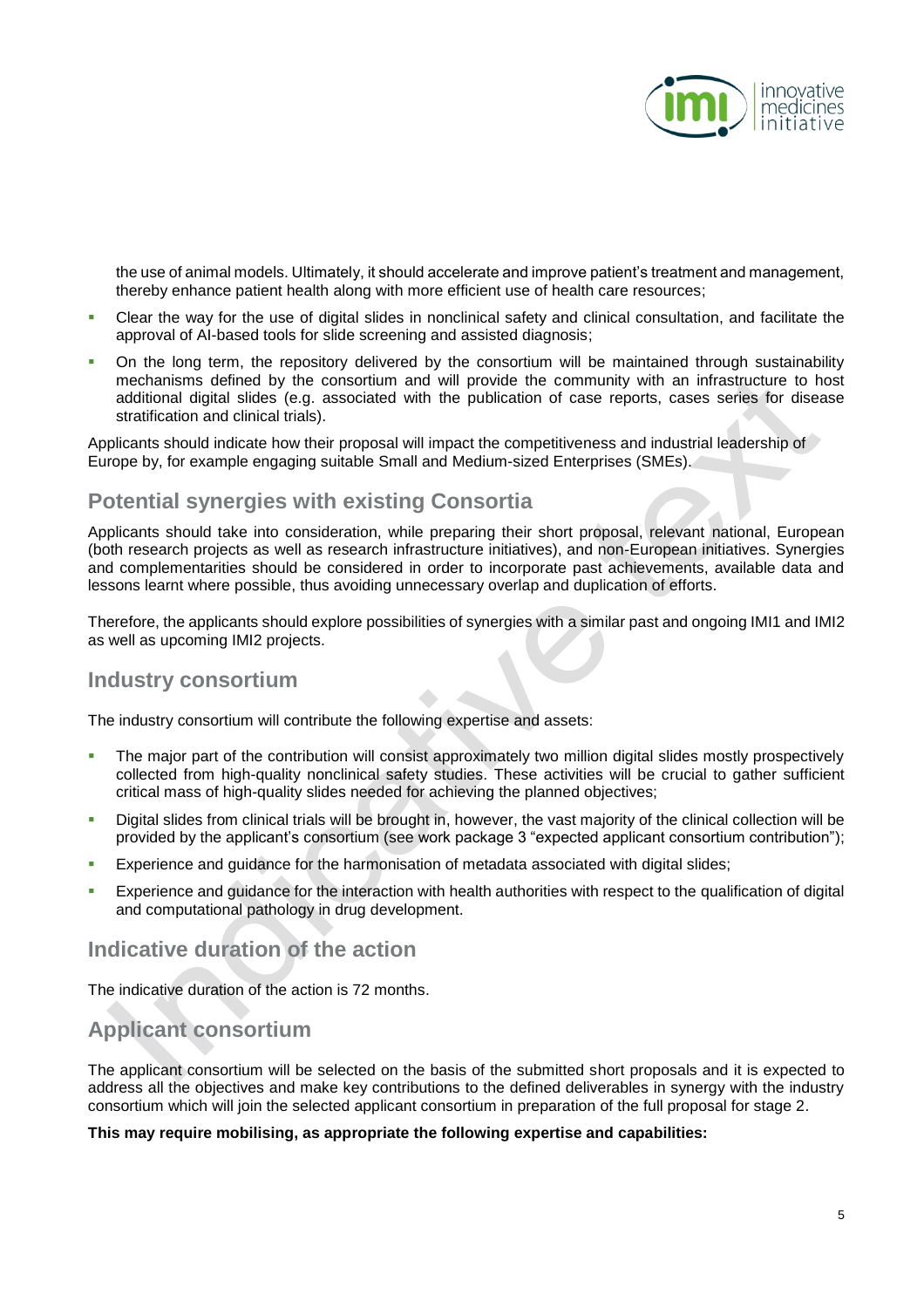the use of animal models. Ultimately, it should accelerate and improve patient's treatment and management, thereby enhance patient health along with more efficient use of health care resources;

- Clear the way for the use of digital slides in nonclinical safety and clinical consultation, and facilitate the approval of AI-based tools for slide screening and assisted diagnosis;
- On the long term, the repository delivered by the consortium will be maintained through sustainability mechanisms defined by the consortium and will provide the community with an infrastructure to host additional digital slides (e.g. associated with the publication of case reports, cases series for disease stratification and clinical trials).

Applicants should indicate how their proposal will impact the competitiveness and industrial leadership of Europe by, for example engaging suitable Small and Medium-sized Enterprises (SMEs).

## Potential synergies with existing Consortia

Applicants should take into consideration, while preparing their short proposal, relevant national, European (both research projects as well as research infrastructure initiatives), and non-European initiatives. Synergies and complementarities should be considered in order to incorporate past achievements, available data and lessons learnt where possible, thus avoiding unnecessary overlap and duplication of efforts.

Therefore, the applicants should explore possibilities of synergies with a similar past and ongoing IMI1 and IMI2 as well as upcoming IMI2 projects.

## Industry consortium

The industry consortium will contribute the following expertise and assets:

- The major part of the contribution will consist approximately two million digital slides mostly prospectively collected from high-quality nonclinical safety studies. These activities will be crucial to gather sufficient critical mass of high-quality slides needed for achieving the planned objectives;
- Digital slides from clinical trials will be brought in, however, the vast majority of the clinical collection will be provided by the applicant's consortium (see work package 3 "expected applicant consortium contribution");
- Experience and guidance for the harmonisation of metadata associated with digital slides;
- Experience and guidance for the interaction with health authorities with respect to the qualification of digital and computational pathology in drug development.

## Indicative duration of the action

The indicative duration of the action is 72 months.

## Applicant consortium

The applicant consortium will be selected on the basis of the submitted short proposals and it is expected to address all the objectives and make key contributions to the defined deliverables in synergy with the industry consortium which will join the selected applicant consortium in preparation of the full proposal for stage 2.

**This may require mobilising, as appropriate the following expertise and capabilities:**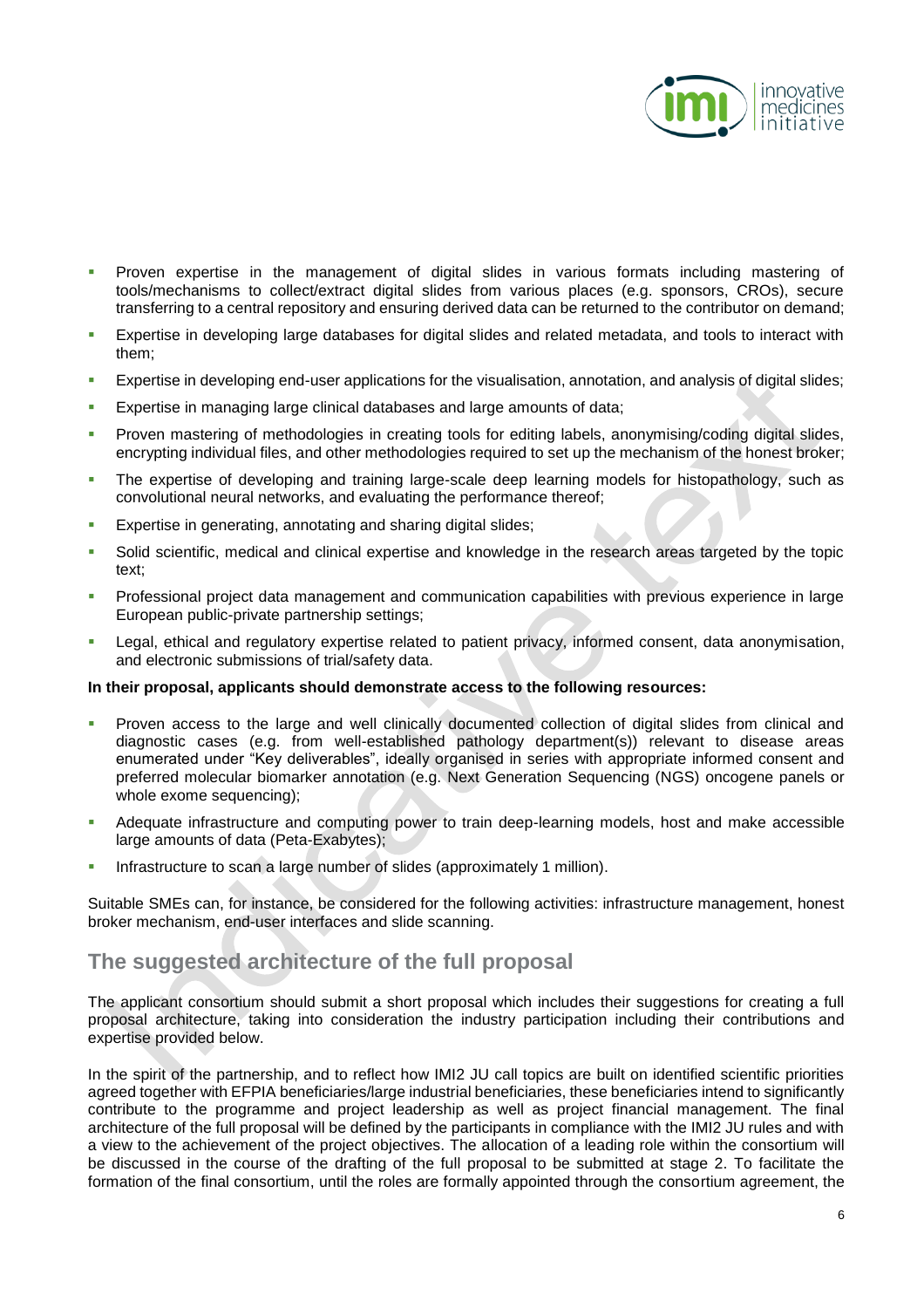- Proven expertise in the management of digital slides in various formats including mastering of tools/mechanisms to collect/extract digital slides from various places (e.g. sponsors, CROs), secure transferring to a central repository and ensuring derived data can be returned to the contributor on demand;
- Expertise in developing large databases for digital slides and related metadata, and tools to interact with them;
- Expertise in developing end-user applications for the visualisation, annotation, and analysis of digital slides;
- Expertise in managing large clinical databases and large amounts of data;
- Proven mastering of methodologies in creating tools for editing labels, anonymising/coding digital slides, encrypting individual files, and other methodologies required to set up the mechanism of the honest broker;
- The expertise of developing and training large-scale deep learning models for histopathology, such as convolutional neural networks, and evaluating the performance thereof;
- Expertise in generating, annotating and sharing digital slides;
- Solid scientific, medical and clinical expertise and knowledge in the research areas targeted by the topic text;
- Professional project data management and communication capabilities with previous experience in large European public-private partnership settings;
- Legal, ethical and regulatory expertise related to patient privacy, informed consent, data anonymisation, and electronic submissions of trial/safety data.

**In their proposal, applicants should demonstrate access to the following resources:**

- Proven access to the large and well clinically documented collection of digital slides from clinical and diagnostic cases (e.g. from well-established pathology department(s)) relevant to disease areas enumerated under "Key deliverables", ideally organised in series with appropriate informed consent and preferred molecular biomarker annotation (e.g. Next Generation Sequencing (NGS) oncogene panels or whole exome sequencing);
- Adequate infrastructure and computing power to train deep-learning models, host and make accessible large amounts of data (Peta-Exabytes);
- Infrastructure to scan a large number of slides (approximately 1 million).

Suitable SMEs can, for instance, be considered for the following activities: infrastructure management, honest broker mechanism, end-user interfaces and slide scanning.

## The suggested architecture of the full proposal

The applicant consortium should submit a short proposal which includes their suggestions for creating a full proposal architecture, taking into consideration the industry participation including their contributions and expertise provided below.

In the spirit of the partnership, and to reflect how IMI2 JU call topics are built on identified scientific priorities agreed together with EFPIA beneficiaries/large industrial beneficiaries, these beneficiaries intend to significantly contribute to the programme and project leadership as well as project financial management. The final architecture of the full proposal will be defined by the participants in compliance with the IMI2 JU rules and with a view to the achievement of the project objectives. The allocation of a leading role within the consortium will be discussed in the course of the drafting of the full proposal to be submitted at stage 2. To facilitate the formation of the final consortium, until the roles are formally appointed through the consortium agreement, the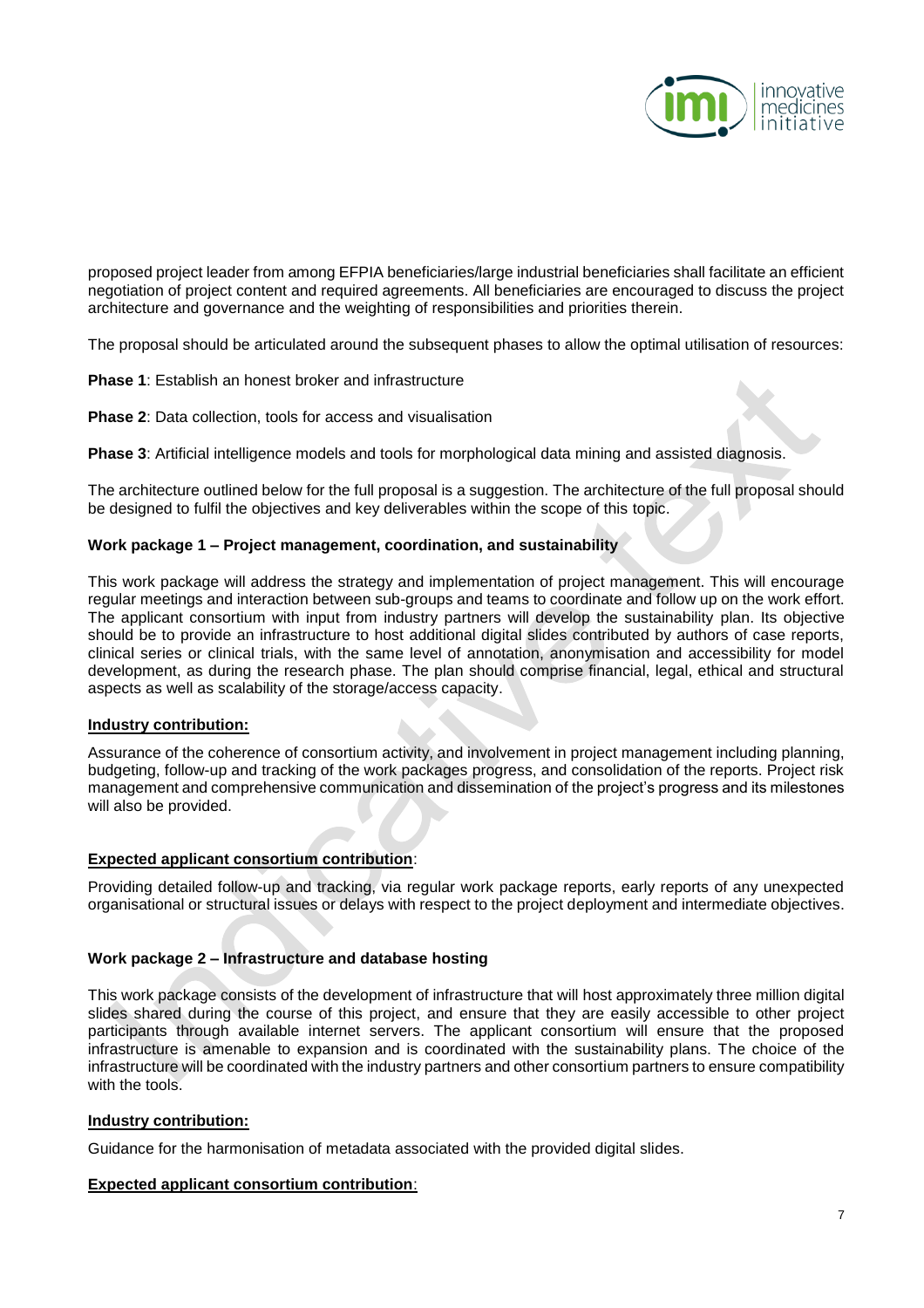proposed project leader from among EFPIA beneficiaries/large industrial beneficiaries shall facilitate an efficient negotiation of project content and required agreements. All beneficiaries are encouraged to discuss the project architecture and governance and the weighting of responsibilities and priorities therein.

The proposal should be articulated around the subsequent phases to allow the optimal utilisation of resources:

**Phase 1**: Establish an honest broker and infrastructure

**Phase 2**: Data collection, tools for access and visualisation

**Phase 3**: Artificial intelligence models and tools for morphological data mining and assisted diagnosis.

The architecture outlined below for the full proposal is a suggestion. The architecture of the full proposal should be designed to fulfil the objectives and key deliverables within the scope of this topic.

**Work package 1 – Project management, coordination, and sustainability**

This work package will address the strategy and implementation of project management. This will encourage regular meetings and interaction between sub-groups and teams to coordinate and follow up on the work effort. The applicant consortium with input from industry partners will develop the sustainability plan. Its objective should be to provide an infrastructure to host additional digital slides contributed by authors of case reports, clinical series or clinical trials, with the same level of annotation, anonymisation and accessibility for model development, as during the research phase. The plan should comprise financial, legal, ethical and structural aspects as well as scalability of the storage/access capacity.

**Industry contribution:**

Assurance of the coherence of consortium activity, and involvement in project management including planning, budgeting, follow-up and tracking of the work packages progress, and consolidation of the reports. Project risk management and comprehensive communication and dissemination of the project's progress and its milestones will also be provided.

**Expected applicant consortium contribution**:

Providing detailed follow-up and tracking, via regular work package reports, early reports of any unexpected organisational or structural issues or delays with respect to the project deployment and intermediate objectives.

**Work package 2 – Infrastructure and database hosting**

This work package consists of the development of infrastructure that will host approximately three million digital slides shared during the course of this project, and ensure that they are easily accessible to other project participants through available internet servers. The applicant consortium will ensure that the proposed infrastructure is amenable to expansion and is coordinated with the sustainability plans. The choice of the infrastructure will be coordinated with the industry partners and other consortium partners to ensure compatibility with the tools.

**Industry contribution:**

Guidance for the harmonisation of metadata associated with the provided digital slides.

**Expected applicant consortium contribution**: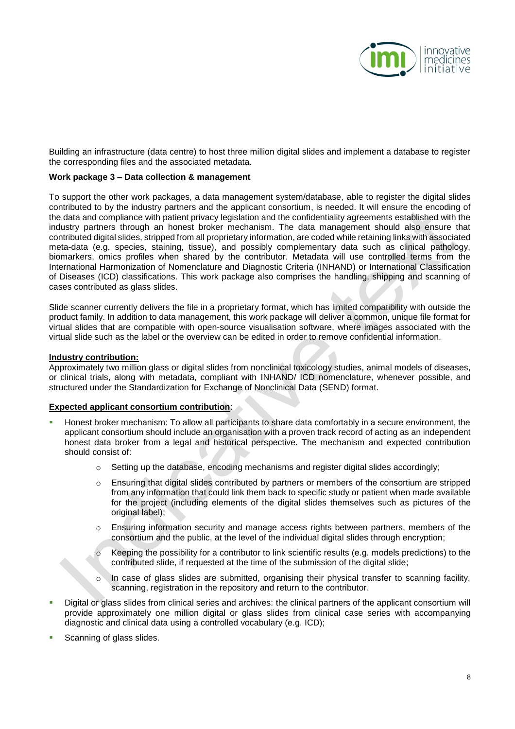Building an infrastructure (data centre) to host three million digital slides and implement a database to register the corresponding files and the associated metadata.

**Work package 3 – Data collection & management**

To support the other work packages, a data management system/database, able to register the digital slides contributed to by the industry partners and the applicant consortium, is needed. It will ensure the encoding of the data and compliance with patient privacy legislation and the confidentiality agreements established with the industry partners through an honest broker mechanism. The data management should also ensure that contributed digital slides, stripped from all proprietary information, are coded while retaining links with associated meta-data (e.g. species, staining, tissue), and possibly complementary data such as clinical pathology, biomarkers, omics profiles when shared by the contributor. Metadata will use controlled terms from the International Harmonization of Nomenclature and Diagnostic Criteria (INHAND) or International Classification of Diseases (ICD) classifications. This work package also comprises the handling, shipping and scanning of cases contributed as glass slides.

Slide scanner currently delivers the file in a proprietary format, which has limited compatibility with outside the product family. In addition to data management, this work package will deliver a common, unique file format for virtual slides that are compatible with open-source visualisation software, where images associated with the virtual slide such as the label or the overview can be edited in order to remove confidential information.

**Industry contribution:**

Approximately two million glass or digital slides from nonclinical toxicology studies, animal models of diseases, or clinical trials, along with metadata, compliant with INHAND/ ICD nomenclature, whenever possible, and structured under the Standardization for Exchange of Nonclinical Data (SEND) format.

**Expected applicant consortium contribution**:

- Honest broker mechanism: To allow all participants to share data comfortably in a secure environment, the applicant consortium should include an organisation with a proven track record of acting as an independent honest data broker from a legal and historical perspective. The mechanism and expected contribution should consist of:
    - Setting up the database, encoding mechanisms and register digital slides accordingly;
    - Ensuring that digital slides contributed by partners or members of the consortium are stripped from any information that could link them back to specific study or patient when made available for the project (including elements of the digital slides themselves such as pictures of the original label);
    - Ensuring information security and manage access rights between partners, members of the consortium and the public, at the level of the individual digital slides through encryption;
    - Keeping the possibility for a contributor to link scientific results (e.g. models predictions) to the contributed slide, if requested at the time of the submission of the digital slide;
    - In case of glass slides are submitted, organising their physical transfer to scanning facility, scanning, registration in the repository and return to the contributor.
- Digital or glass slides from clinical series and archives: the clinical partners of the applicant consortium will provide approximately one million digital or glass slides from clinical case series with accompanying diagnostic and clinical data using a controlled vocabulary (e.g. ICD);
- Scanning of glass slides.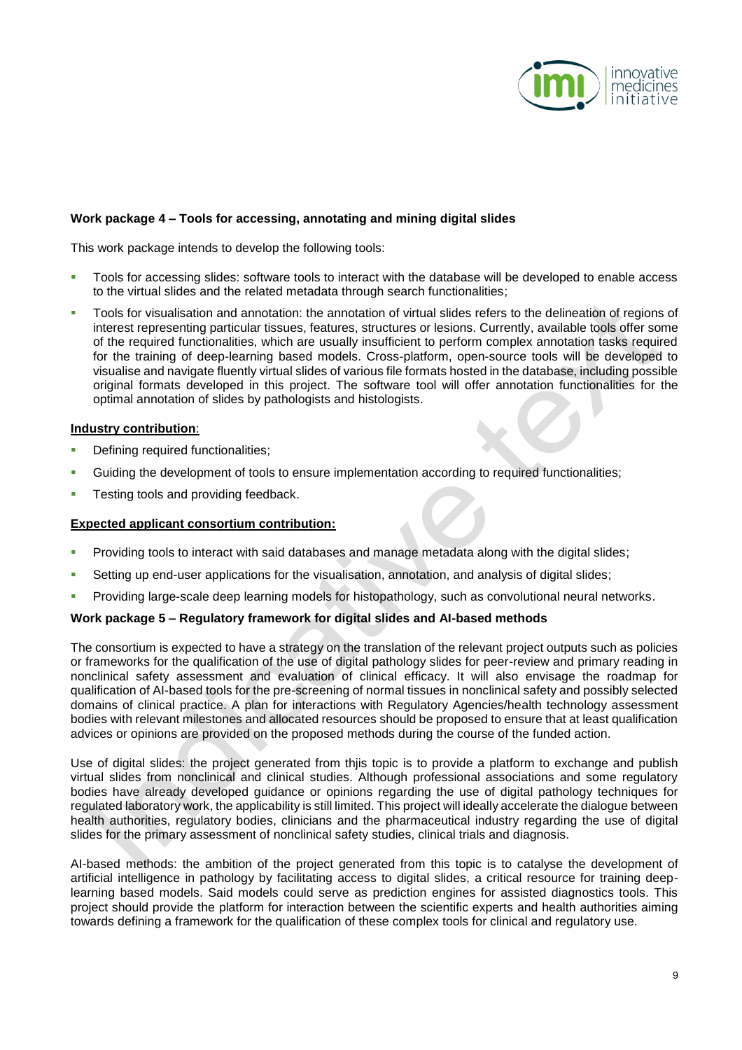**Work package 4 – Tools for accessing, annotating and mining digital slides**

This work package intends to develop the following tools:

- Tools for accessing slides: software tools to interact with the database will be developed to enable access to the virtual slides and the related metadata through search functionalities;
- Tools for visualisation and annotation: the annotation of virtual slides refers to the delineation of regions of interest representing particular tissues, features, structures or lesions. Currently, available tools offer some of the required functionalities, which are usually insufficient to perform complex annotation tasks required for the training of deep-learning based models. Cross-platform, open-source tools will be developed to visualise and navigate fluently virtual slides of various file formats hosted in the database, including possible original formats developed in this project. The software tool will offer annotation functionalities for the optimal annotation of slides by pathologists and histologists.

**Industry contribution**:

- Defining required functionalities;
- Guiding the development of tools to ensure implementation according to required functionalities;
- Testing tools and providing feedback.

**Expected applicant consortium contribution:**

- Providing tools to interact with said databases and manage metadata along with the digital slides;
- Setting up end-user applications for the visualisation, annotation, and analysis of digital slides;
- Providing large-scale deep learning models for histopathology, such as convolutional neural networks.

**Work package 5 – Regulatory framework for digital slides and AI-based methods**

The consortium is expected to have a strategy on the translation of the relevant project outputs such as policies or frameworks for the qualification of the use of digital pathology slides for peer-review and primary reading in nonclinical safety assessment and evaluation of clinical efficacy. It will also envisage the roadmap for qualification of AI-based tools for the pre-screening of normal tissues in nonclinical safety and possibly selected domains of clinical practice. A plan for interactions with Regulatory Agencies/health technology assessment bodies with relevant milestones and allocated resources should be proposed to ensure that at least qualification advices or opinions are provided on the proposed methods during the course of the funded action.

Use of digital slides: the project generated from thjis topic is to provide a platform to exchange and publish virtual slides from nonclinical and clinical studies. Although professional associations and some regulatory bodies have already developed guidance or opinions regarding the use of digital pathology techniques for regulated laboratory work, the applicability is still limited. This project will ideally accelerate the dialogue between health authorities, regulatory bodies, clinicians and the pharmaceutical industry regarding the use of digital slides for the primary assessment of nonclinical safety studies, clinical trials and diagnosis.

AI-based methods: the ambition of the project generated from this topic is to catalyse the development of artificial intelligence in pathology by facilitating access to digital slides, a critical resource for training deep-learning based models. Said models could serve as prediction engines for assisted diagnostics tools. This project should provide the platform for interaction between the scientific experts and health authorities aiming towards defining a framework for the qualification of these complex tools for clinical and regulatory use.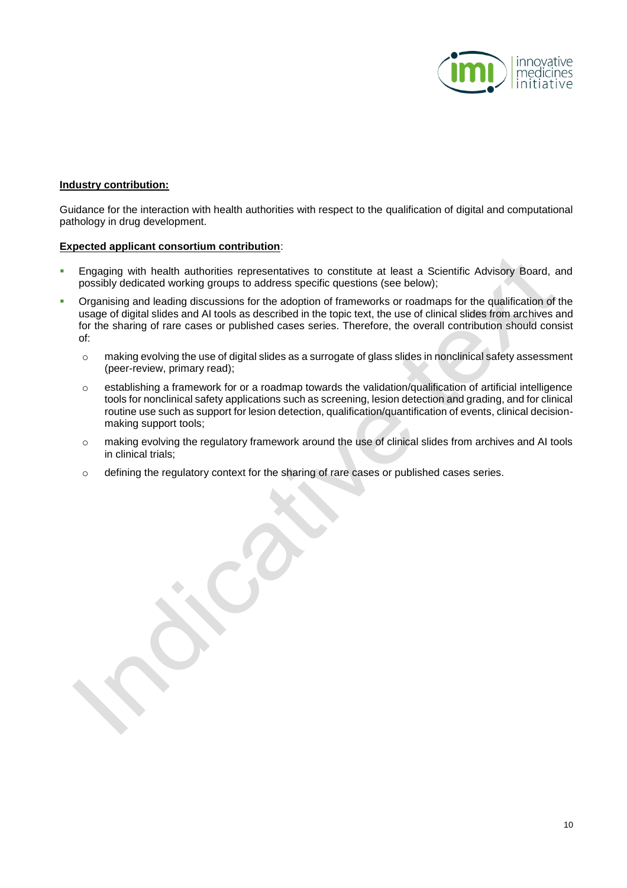**Industry contribution:**

Guidance for the interaction with health authorities with respect to the qualification of digital and computational pathology in drug development.

**Expected applicant consortium contribution**:

- Engaging with health authorities representatives to constitute at least a Scientific Advisory Board, and possibly dedicated working groups to address specific questions (see below);
- Organising and leading discussions for the adoption of frameworks or roadmaps for the qualification of the usage of digital slides and AI tools as described in the topic text, the use of clinical slides from archives and for the sharing of rare cases or published cases series. Therefore, the overall contribution should consist of:
  - making evolving the use of digital slides as a surrogate of glass slides in nonclinical safety assessment (peer-review, primary read);
  - establishing a framework for or a roadmap towards the validation/qualification of artificial intelligence tools for nonclinical safety applications such as screening, lesion detection and grading, and for clinical routine use such as support for lesion detection, qualification/quantification of events, clinical decision-making support tools;
  - making evolving the regulatory framework around the use of clinical slides from archives and AI tools in clinical trials;
  - defining the regulatory context for the sharing of rare cases or published cases series.